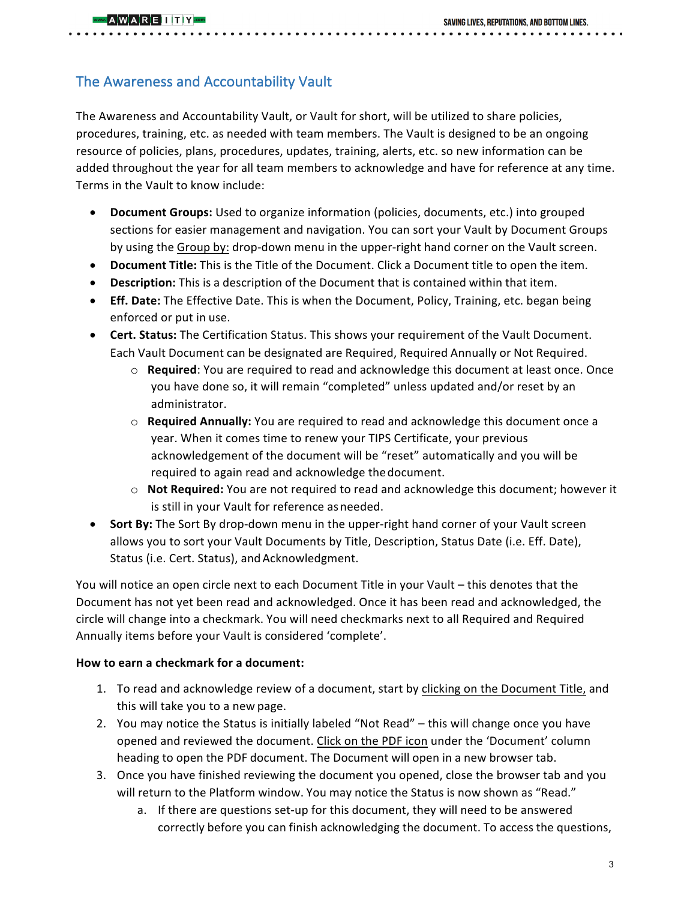## The Awareness and Accountability Vault

The Awareness and Accountability Vault, or Vault for short, will be utilized to share policies, procedures, training, etc. as needed with team members. The Vault is designed to be an ongoing resource of policies, plans, procedures, updates, training, alerts, etc. so new information can be added throughout the year for all team members to acknowledge and have for reference at any time. Terms in the Vault to know include:

- **Document Groups:** Used to organize information (policies, documents, etc.) into grouped sections for easier management and navigation. You can sort your Vault by Document Groups by using the Group by: drop-down menu in the upper-right hand corner on the Vault screen.
- **Document Title:** This is the Title of the Document. Click a Document title to open the item.
- **Description:** This is a description of the Document that is contained within that item.
- **Eff. Date:** The Effective Date. This is when the Document, Policy, Training, etc. began being enforced or put in use.
- **Cert. Status:** The Certification Status. This shows your requirement of the Vault Document. Each Vault Document can be designated are Required, Required Annually or Not Required.
  - **Required**: You are required to read and acknowledge this document at least once. Once you have done so, it will remain "completed" unless updated and/or reset by an administrator.
  - **Required Annually:** You are required to read and acknowledge this document once a year. When it comes time to renew your TIPS Certificate, your previous acknowledgement of the document will be "reset" automatically and you will be required to again read and acknowledge the document.
  - **Not Required:** You are not required to read and acknowledge this document; however it is still in your Vault for reference as needed.
- **Sort By:** The Sort By drop-down menu in the upper-right hand corner of your Vault screen allows you to sort your Vault Documents by Title, Description, Status Date (i.e. Eff. Date), Status (i.e. Cert. Status), and Acknowledgment.

You will notice an open circle next to each Document Title in your Vault – this denotes that the Document has not yet been read and acknowledged. Once it has been read and acknowledged, the circle will change into a checkmark. You will need checkmarks next to all Required and Required Annually items before your Vault is considered 'complete'.

**How to earn a checkmark for a document:**

1. To read and acknowledge review of a document, start by clicking on the Document Title, and this will take you to a new page.
2. You may notice the Status is initially labeled "Not Read" – this will change once you have opened and reviewed the document. Click on the PDF icon under the 'Document' column heading to open the PDF document. The Document will open in a new browser tab.
3. Once you have finished reviewing the document you opened, close the browser tab and you will return to the Platform window. You may notice the Status is now shown as "Read."
   a. If there are questions set-up for this document, they will need to be answered correctly before you can finish acknowledging the document. To access the questions,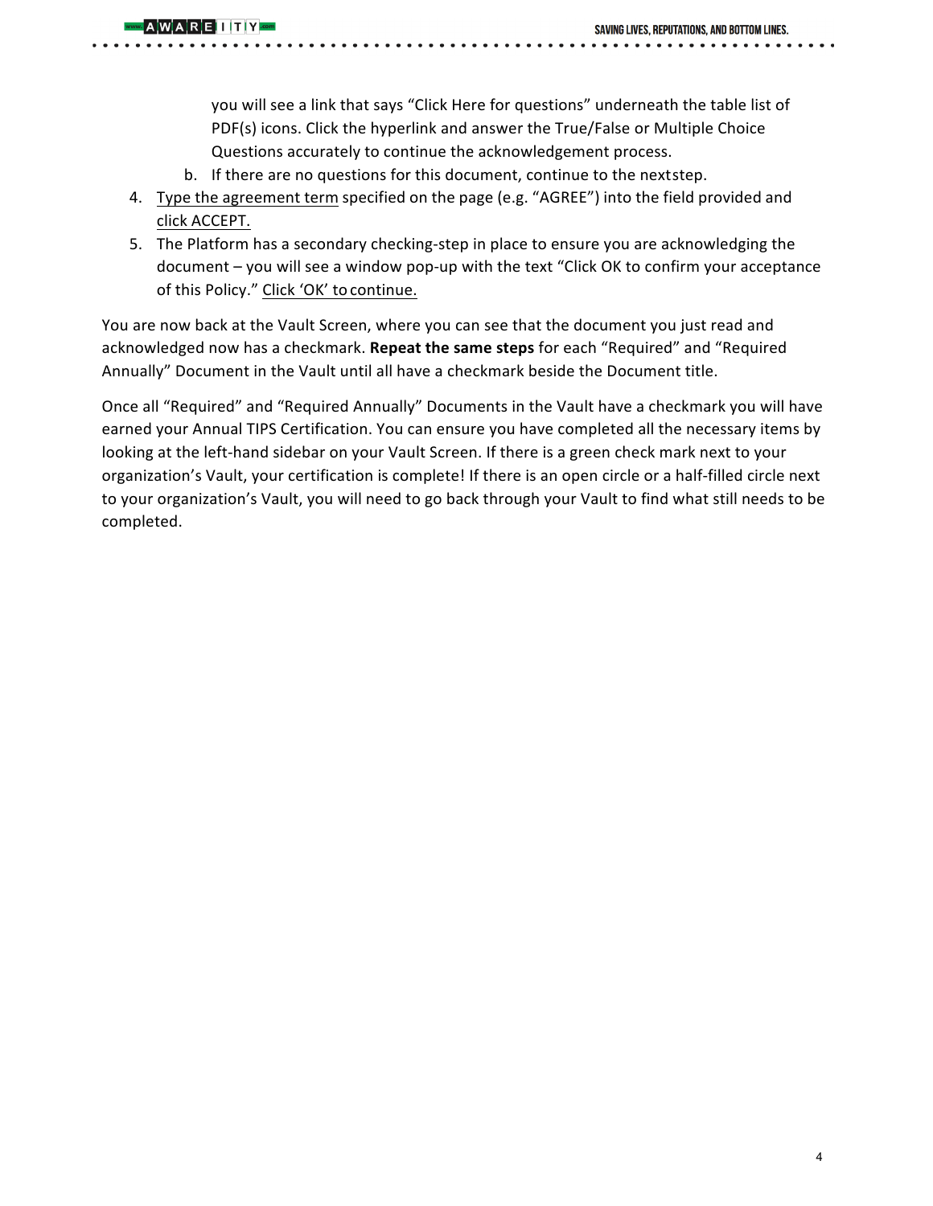you will see a link that says "Click Here for questions" underneath the table list of PDF(s) icons. Click the hyperlink and answer the True/False or Multiple Choice Questions accurately to continue the acknowledgement process.

   b. If there are no questions for this document, continue to the next step.

4. <u>Type the agreement term</u> specified on the page (e.g. "AGREE") into the field provided and <u>click ACCEPT.</u>
5. The Platform has a secondary checking-step in place to ensure you are acknowledging the document – you will see a window pop-up with the text "Click OK to confirm your acceptance of this Policy." <u>Click 'OK' to continue.</u>

You are now back at the Vault Screen, where you can see that the document you just read and acknowledged now has a checkmark. **Repeat the same steps** for each "Required" and "Required Annually" Document in the Vault until all have a checkmark beside the Document title.

Once all "Required" and "Required Annually" Documents in the Vault have a checkmark you will have earned your Annual TIPS Certification. You can ensure you have completed all the necessary items by looking at the left-hand sidebar on your Vault Screen. If there is a green check mark next to your organization's Vault, your certification is complete! If there is an open circle or a half-filled circle next to your organization's Vault, you will need to go back through your Vault to find what still needs to be completed.